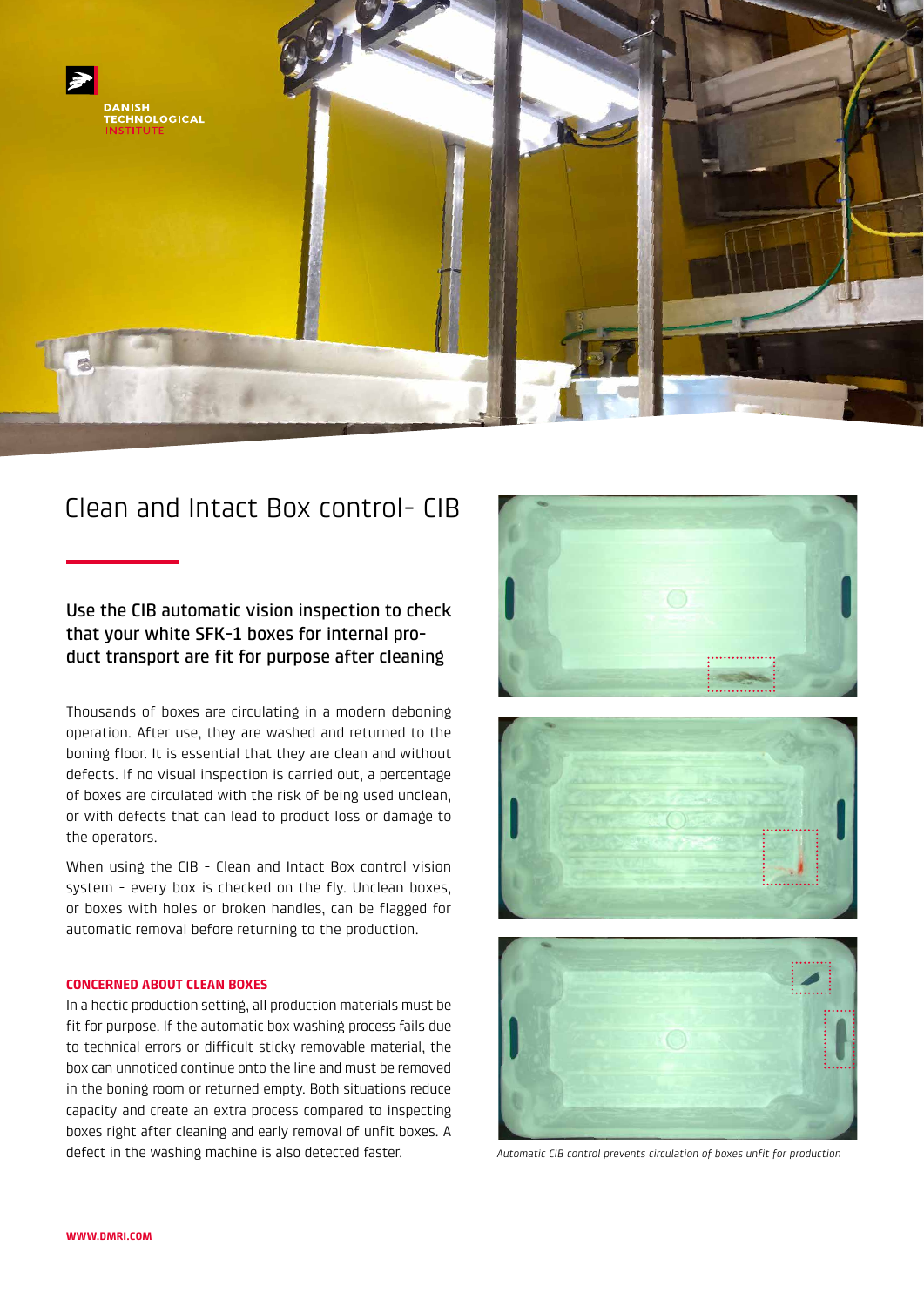DANISH TECHNOLOGICAL INSTITUTE

# Clean and Intact Box control- CIB

## Use the CIB automatic vision inspection to check that your white SFK-1 boxes for internal product transport are fit for purpose after cleaning

Thousands of boxes are circulating in a modern deboning operation. After use, they are washed and returned to the boning floor. It is essential that they are clean and without defects. If no visual inspection is carried out, a percentage of boxes are circulated with the risk of being used unclean, or with defects that can lead to product loss or damage to the operators.

When using the CIB - Clean and Intact Box control vision system - every box is checked on the fly. Unclean boxes, or boxes with holes or broken handles, can be flagged for automatic removal before returning to the production.

### CONCERNED ABOUT CLEAN BOXES

In a hectic production setting, all production materials must be fit for purpose. If the automatic box washing process fails due to technical errors or difficult sticky removable material, the box can unnoticed continue onto the line and must be removed in the boning room or returned empty. Both situations reduce capacity and create an extra process compared to inspecting boxes right after cleaning and early removal of unfit boxes. A defect in the washing machine is also detected faster.

*Automatic CIB control prevents circulation of boxes unfit for production*

WWW.DMRI.COM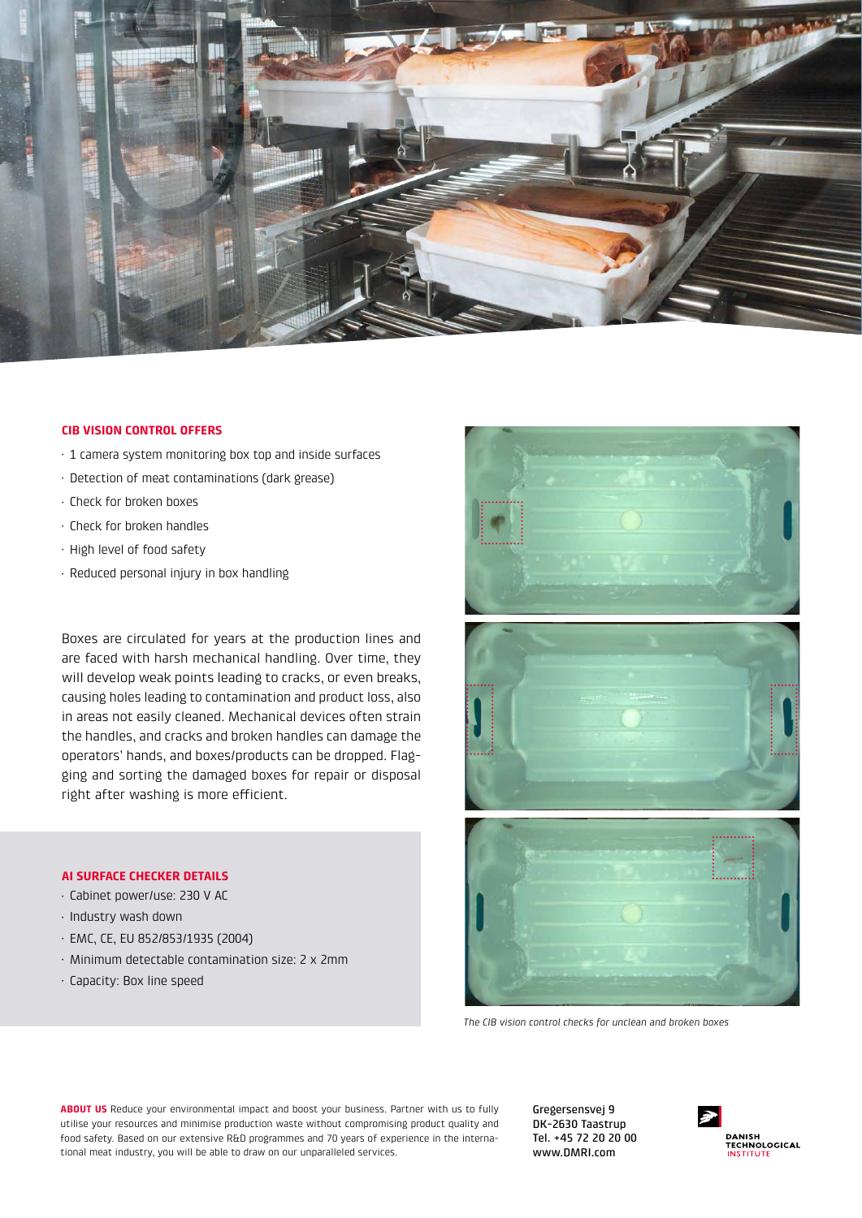## CIB VISION CONTROL OFFERS

- 1 camera system monitoring box top and inside surfaces
- Detection of meat contaminations (dark grease)
- Check for broken boxes
- Check for broken handles
- High level of food safety
- Reduced personal injury in box handling

Boxes are circulated for years at the production lines and are faced with harsh mechanical handling. Over time, they will develop weak points leading to cracks, or even breaks, causing holes leading to contamination and product loss, also in areas not easily cleaned. Mechanical devices often strain the handles, and cracks and broken handles can damage the operators' hands, and boxes/products can be dropped. Flagging and sorting the damaged boxes for repair or disposal right after washing is more efficient.

## AI SURFACE CHECKER DETAILS

- Cabinet power/use: 230 V AC
- Industry wash down
- EMC, CE, EU 852/853/1935 (2004)
- Minimum detectable contamination size: 2 x 2mm
- Capacity: Box line speed

*The CIB vision control checks for unclean and broken boxes*

**ABOUT US** Reduce your environmental impact and boost your business. Partner with us to fully utilise your resources and minimise production waste without compromising product quality and food safety. Based on our extensive R&D programmes and 70 years of experience in the international meat industry, you will be able to draw on our unparalleled services.

Gregersensvej 9
DK-2630 Taastrup
Tel. +45 72 20 20 00
www.DMRI.com

DANISH TECHNOLOGICAL INSTITUTE